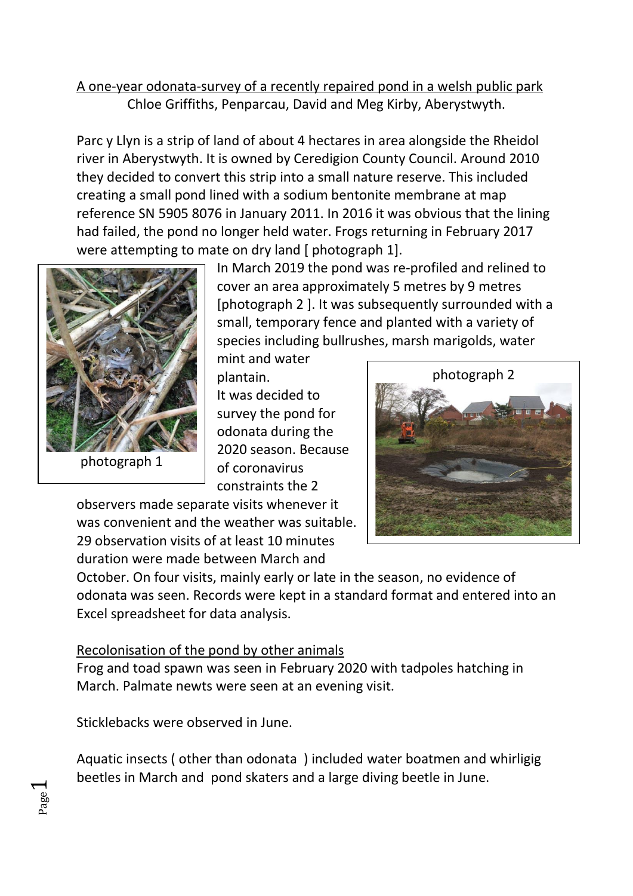A one-year odonata-survey of a recently repaired pond in a welsh public park

Chloe Griffiths, Penparcau, David and Meg Kirby, Aberystwyth.

Parc y Llyn is a strip of land of about 4 hectares in area alongside the Rheidol river in Aberystwyth. It is owned by Ceredigion County Council. Around 2010 they decided to convert this strip into a small nature reserve. This included creating a small pond lined with a sodium bentonite membrane at map reference SN 5905 8076 in January 2011. In 2016 it was obvious that the lining had failed, the pond no longer held water. Frogs returning in February 2017 were attempting to mate on dry land [ photograph 1].

photograph 1

In March 2019 the pond was re-profiled and relined to cover an area approximately 5 metres by 9 metres [photograph 2 ]. It was subsequently surrounded with a small, temporary fence and planted with a variety of species including bullrushes, marsh marigolds, water mint and water plantain.

photograph 2

It was decided to survey the pond for odonata during the 2020 season. Because of coronavirus constraints the 2 observers made separate visits whenever it was convenient and the weather was suitable. 29 observation visits of at least 10 minutes duration were made between March and October. On four visits, mainly early or late in the season, no evidence of odonata was seen. Records were kept in a standard format and entered into an Excel spreadsheet for data analysis.

Recolonisation of the pond by other animals

Frog and toad spawn was seen in February 2020 with tadpoles hatching in March. Palmate newts were seen at an evening visit.

Sticklebacks were observed in June.

Aquatic insects ( other than odonata ) included water boatmen and whirligig beetles in March and pond skaters and a large diving beetle in June.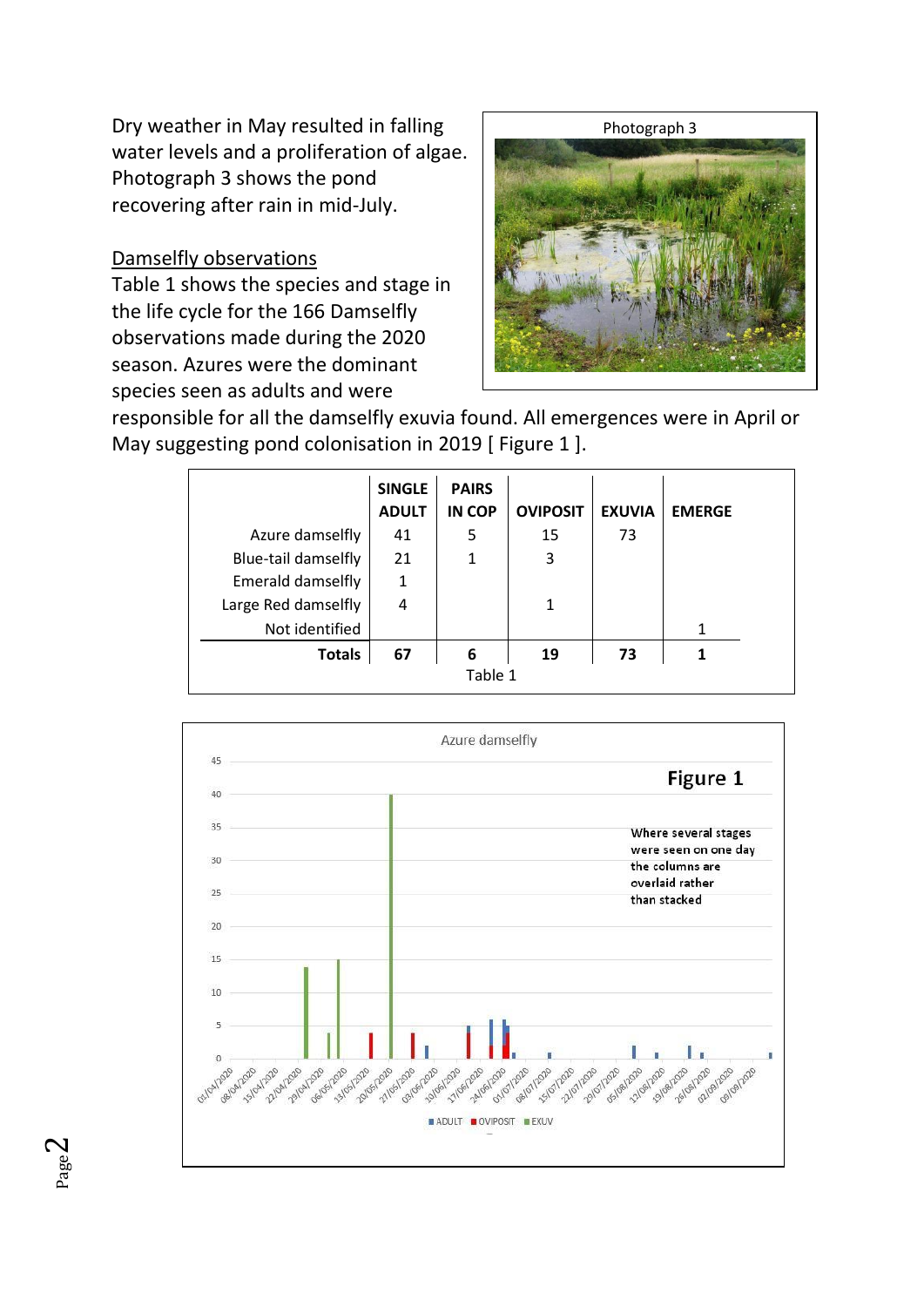Dry weather in May resulted in falling water levels and a proliferation of algae. Photograph 3 shows the pond recovering after rain in mid-July.

Photograph 3

## Damselfly observations

Table 1 shows the species and stage in the life cycle for the 166 Damselfly observations made during the 2020 season. Azures were the dominant species seen as adults and were responsible for all the damselfly exuvia found. All emergences were in April or May suggesting pond colonisation in 2019 [ Figure 1 ].

|  | SINGLE ADULT | PAIRS IN COP | OVIPOSIT | EXUVIA | EMERGE |
|---|---|---|---|---|---|
| Azure damselfly | 41 | 5 | 15 | 73 |  |
| Blue-tail damselfly | 21 | 1 | 3 |  |  |
| Emerald damselfly | 1 |  |  |  |  |
| Large Red damselfly | 4 |  | 1 |  |  |
| Not identified |  |  |  |  | 1 |
| **Totals** | **67** | **6** | **19** | **73** | **1** |

Table 1

**Figure 1**

Where several stages were seen on one day the columns are overlaid rather than stacked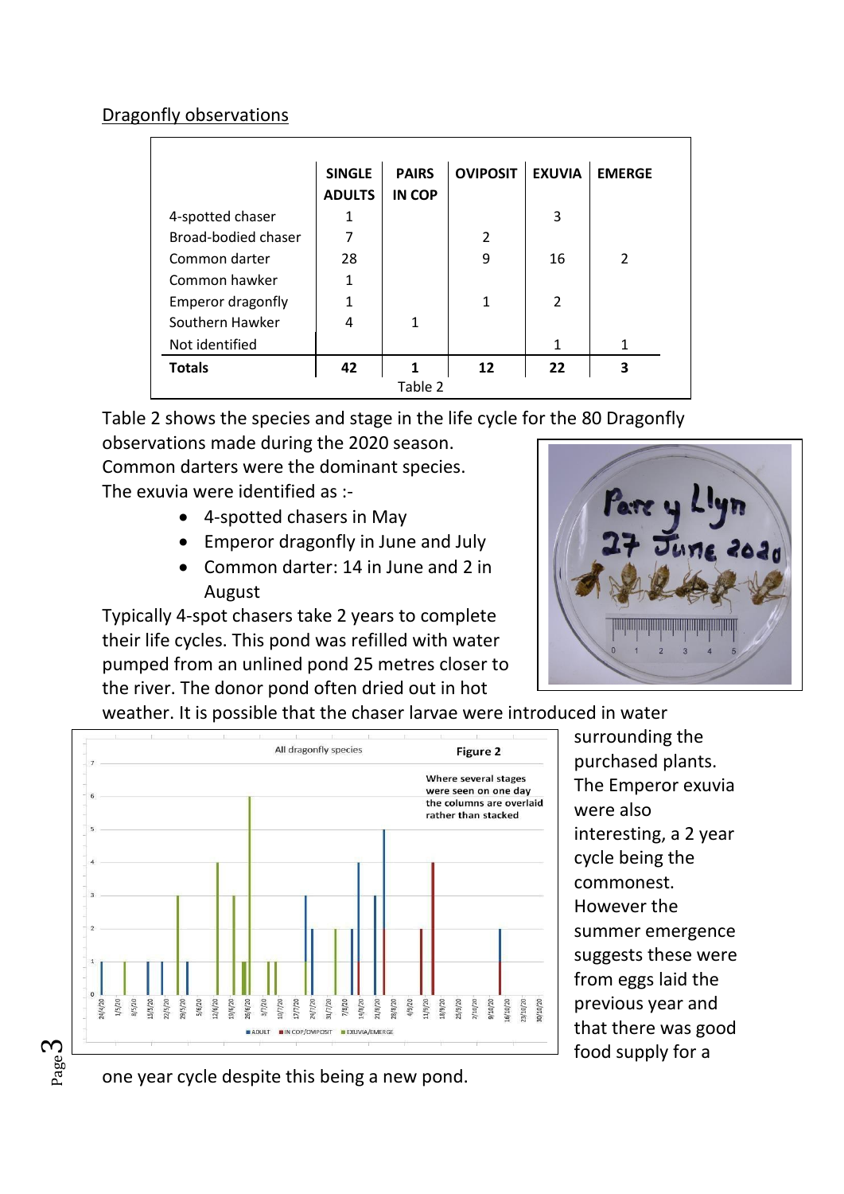## Dragonfly observations

| | SINGLE ADULTS | PAIRS IN COP | OVIPOSIT | EXUVIA | EMERGE |
|---|---|---|---|---|---|
| 4-spotted chaser | 1 | | | 3 | |
| Broad-bodied chaser | 7 | | 2 | | |
| Common darter | 28 | | 9 | 16 | 2 |
| Common hawker | 1 | | | | |
| Emperor dragonfly | 1 | | 1 | 2 | |
| Southern Hawker | 4 | 1 | | | |
| Not identified | | | | 1 | 1 |
| **Totals** | **42** | **1** | **12** | **22** | **3** |

Table 2

Table 2 shows the species and stage in the life cycle for the 80 Dragonfly observations made during the 2020 season.

Common darters were the dominant species.

The exuvia were identified as :-

- 4-spotted chasers in May
- Emperor dragonfly in June and July
- Common darter: 14 in June and 2 in August

Typically 4-spot chasers take 2 years to complete their life cycles. This pond was refilled with water pumped from an unlined pond 25 metres closer to the river. The donor pond often dried out in hot weather. It is possible that the chaser larvae were introduced in water surrounding the purchased plants. The Emperor exuvia were also interesting, a 2 year cycle being the commonest. However the summer emergence suggests these were from eggs laid the previous year and that there was good food supply for a one year cycle despite this being a new pond.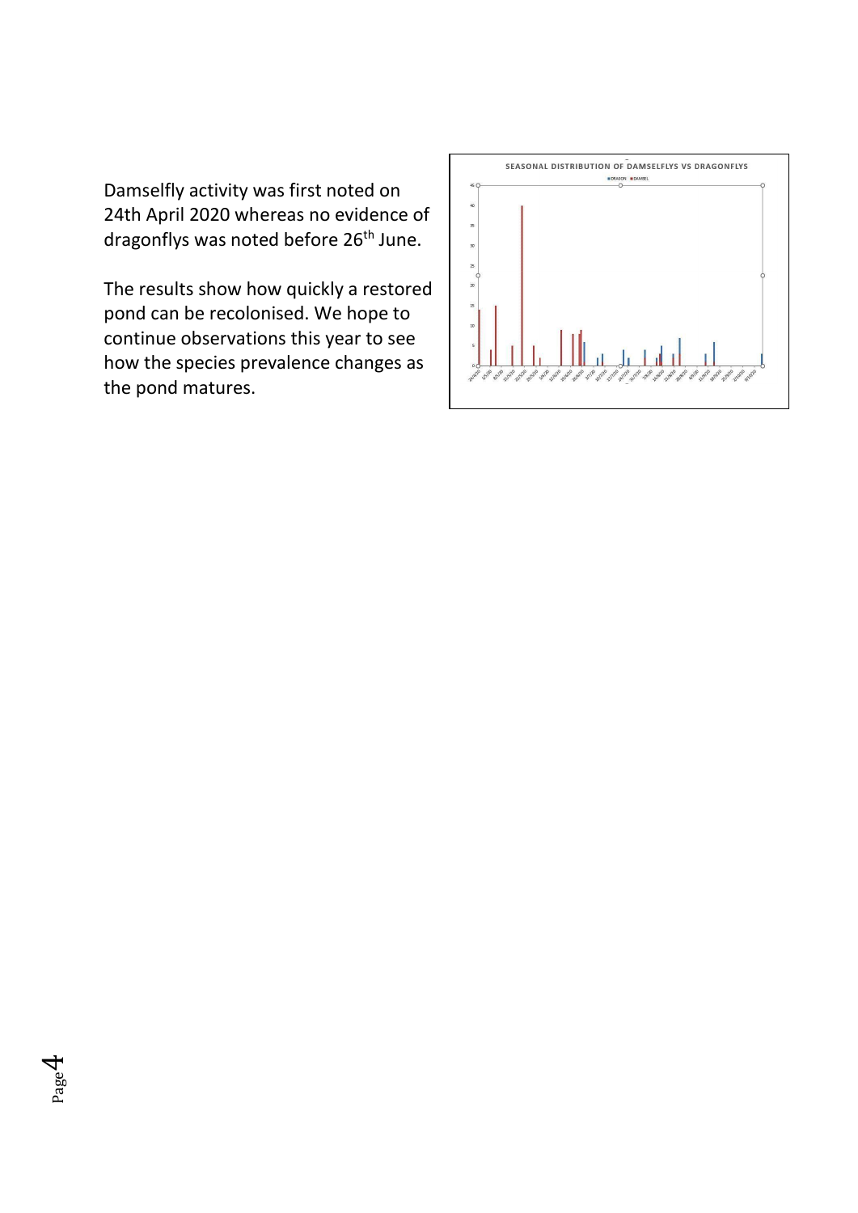Damselfly activity was first noted on 24th April 2020 whereas no evidence of dragonflys was noted before 26th June.

The results show how quickly a restored pond can be recolonised. We hope to continue observations this year to see how the species prevalence changes as the pond matures.

SEASONAL DISTRIBUTION OF DAMSELFLYS VS DRAGONFLYS

DRAGON DAMSEL

45
40
35
30
25
20
15
10
5
0